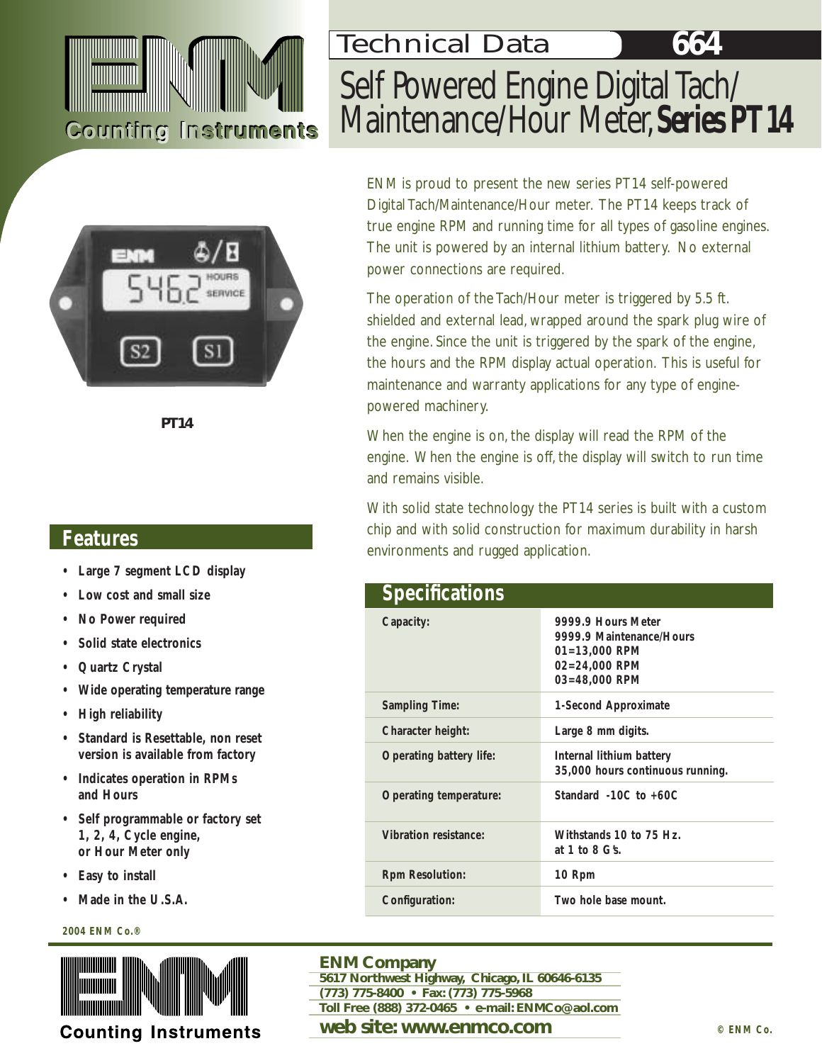Counting Instruments

Technical Data **664**

# Self Powered Engine Digital Tach/ Maintenance/Hour Meter, **Series PT14**

ENM is proud to present the new series PT14 self-powered Digital Tach/Maintenance/Hour meter. The PT14 keeps track of true engine RPM and running time for all types of gasoline engines. The unit is powered by an internal lithium battery. No external power connections are required.

The operation of the Tach/Hour meter is triggered by 5.5 ft. shielded and external lead, wrapped around the spark plug wire of the engine. Since the unit is triggered by the spark of the engine, the hours and the RPM display actual operation. This is useful for maintenance and warranty applications for any type of engine-powered machinery.

When the engine is on, the display will read the RPM of the engine. When the engine is off, the display will switch to run time and remains visible.

With solid state technology the PT14 series is built with a custom chip and with solid construction for maximum durability in harsh environments and rugged application.

**PT14**

## Features

- Large 7 segment LCD display
- Low cost and small size
- No Power required
- Solid state electronics
- Quartz Crystal
- Wide operating temperature range
- High reliability
- Standard is Resettable, non reset version is available from factory
- Indicates operation in RPMs and Hours
- Self programmable or factory set 1, 2, 4, Cycle engine, or Hour Meter only
- Easy to install
- Made in the U.S.A.

## Specifications

| | |
|---|---|
| Capacity: | 9999.9 Hours Meter<br>9999.9 Maintenance/Hours<br>01=13,000 RPM<br>02=24,000 RPM<br>03=48,000 RPM |
| Sampling Time: | 1-Second Approximate |
| Character height: | Large 8 mm digits. |
| Operating battery life: | Internal lithium battery<br>35,000 hours continuous running. |
| Operating temperature: | Standard -10C to +60C |
| Vibration resistance: | Withstands 10 to 75 Hz.<br>at 1 to 8 G's. |
| Rpm Resolution: | 10 Rpm |
| Configuration: | Two hole base mount. |

2004 ENM Co.®

Counting Instruments

**ENM Company**
5617 Northwest Highway, Chicago, IL 60646-6135
(773) 775-8400 • Fax: (773) 775-5968
Toll Free (888) 372-0465 • e-mail: ENMCo@aol.com
**web site: www.enmco.com**

© ENM Co.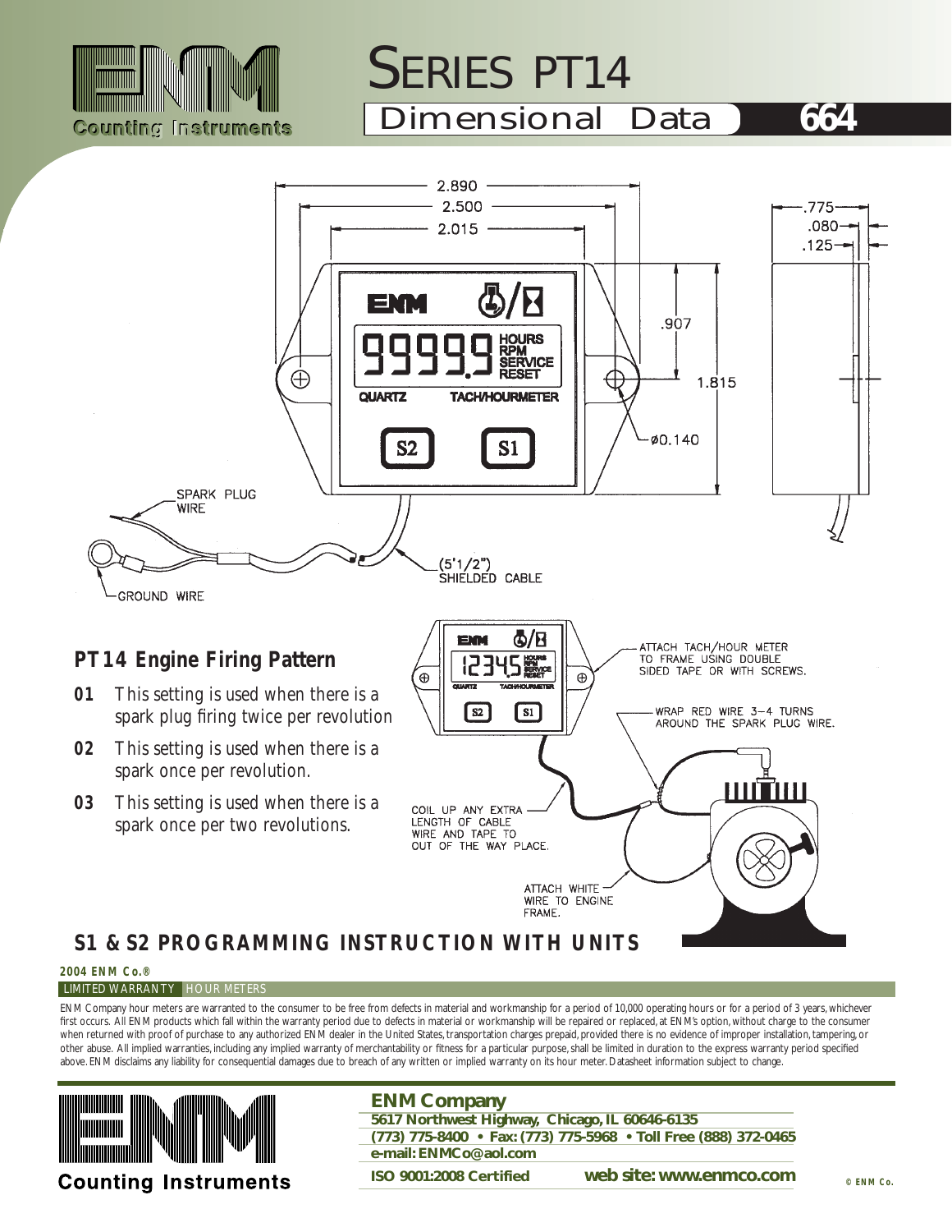# SERIES PT14

## Dimensional Data 664

2.890
2.500
2.015
.775
.080
.125
.907
1.815
ø0.140

SPARK PLUG WIRE

GROUND WIRE

(5'1/2")
SHIELDED CABLE

ATTACH TACH/HOUR METER TO FRAME USING DOUBLE SIDED TAPE OR WITH SCREWS.

WRAP RED WIRE 3-4 TURNS AROUND THE SPARK PLUG WIRE.

COIL UP ANY EXTRA LENGTH OF CABLE WIRE AND TAPE TO OUT OF THE WAY PLACE.

ATTACH WHITE WIRE TO ENGINE FRAME.

## PT14 Engine Firing Pattern

**01** This setting is used when there is a spark plug firing twice per revolution

**02** This setting is used when there is a spark once per revolution.

**03** This setting is used when there is a spark once per two revolutions.

## S1 & S2 PROGRAMMING INSTRUCTION WITH UNITS

**2004 ENM Co.®**

LIMITED WARRANTY HOUR METERS

ENM Company hour meters are warranted to the consumer to be free from defects in material and workmanship for a period of 10,000 operating hours or for a period of 3 years, whichever first occurs. All ENM products which fall within the warranty period due to defects in material or workmanship will be repaired or replaced, at ENM's option, without charge to the consumer when returned with proof of purchase to any authorized ENM dealer in the United States, transportation charges prepaid, provided there is no evidence of improper installation, tampering, or other abuse. All implied warranties, including any implied warranty of merchantability or fitness for a particular purpose, shall be limited in duration to the express warranty period specified above. ENM disclaims any liability for consequential damages due to breach of any written or implied warranty on its hour meter. Datasheet information subject to change.

**ENM Company**
5617 Northwest Highway, Chicago, IL 60646-6135
(773) 775-8400 • Fax: (773) 775-5968 • Toll Free (888) 372-0465
e-mail: ENMCo@aol.com
ISO 9001:2008 Certified
web site: www.enmco.com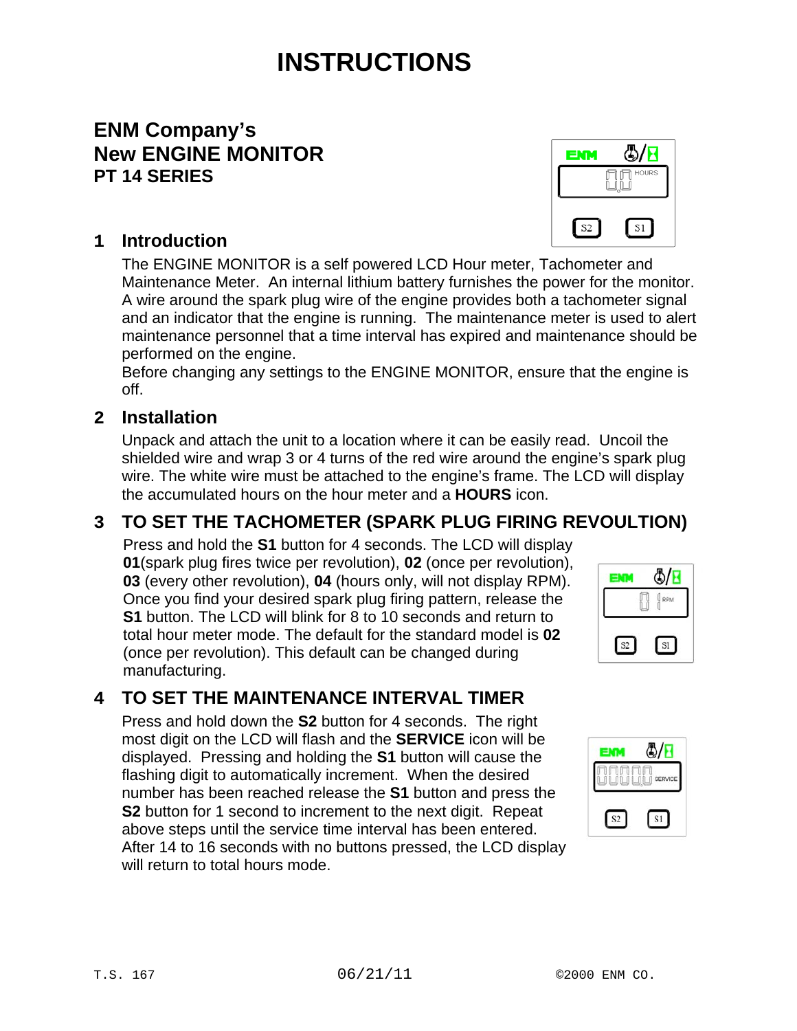# INSTRUCTIONS

## ENM Company's New ENGINE MONITOR
### PT 14 SERIES

## 1 Introduction

The ENGINE MONITOR is a self powered LCD Hour meter, Tachometer and Maintenance Meter. An internal lithium battery furnishes the power for the monitor. A wire around the spark plug wire of the engine provides both a tachometer signal and an indicator that the engine is running. The maintenance meter is used to alert maintenance personnel that a time interval has expired and maintenance should be performed on the engine.

Before changing any settings to the ENGINE MONITOR, ensure that the engine is off.

## 2 Installation

Unpack and attach the unit to a location where it can be easily read. Uncoil the shielded wire and wrap 3 or 4 turns of the red wire around the engine's spark plug wire. The white wire must be attached to the engine's frame. The LCD will display the accumulated hours on the hour meter and a **HOURS** icon.

## 3 TO SET THE TACHOMETER (SPARK PLUG FIRING REVOULTION)

Press and hold the **S1** button for 4 seconds. The LCD will display **01**(spark plug fires twice per revolution), **02** (once per revolution), **03** (every other revolution), **04** (hours only, will not display RPM). Once you find your desired spark plug firing pattern, release the **S1** button. The LCD will blink for 8 to 10 seconds and return to total hour meter mode. The default for the standard model is **02** (once per revolution). This default can be changed during manufacturing.

## 4 TO SET THE MAINTENANCE INTERVAL TIMER

Press and hold down the **S2** button for 4 seconds. The right most digit on the LCD will flash and the **SERVICE** icon will be displayed. Pressing and holding the **S1** button will cause the flashing digit to automatically increment. When the desired number has been reached release the **S1** button and press the **S2** button for 1 second to increment to the next digit. Repeat above steps until the service time interval has been entered. After 14 to 16 seconds with no buttons pressed, the LCD display will return to total hours mode.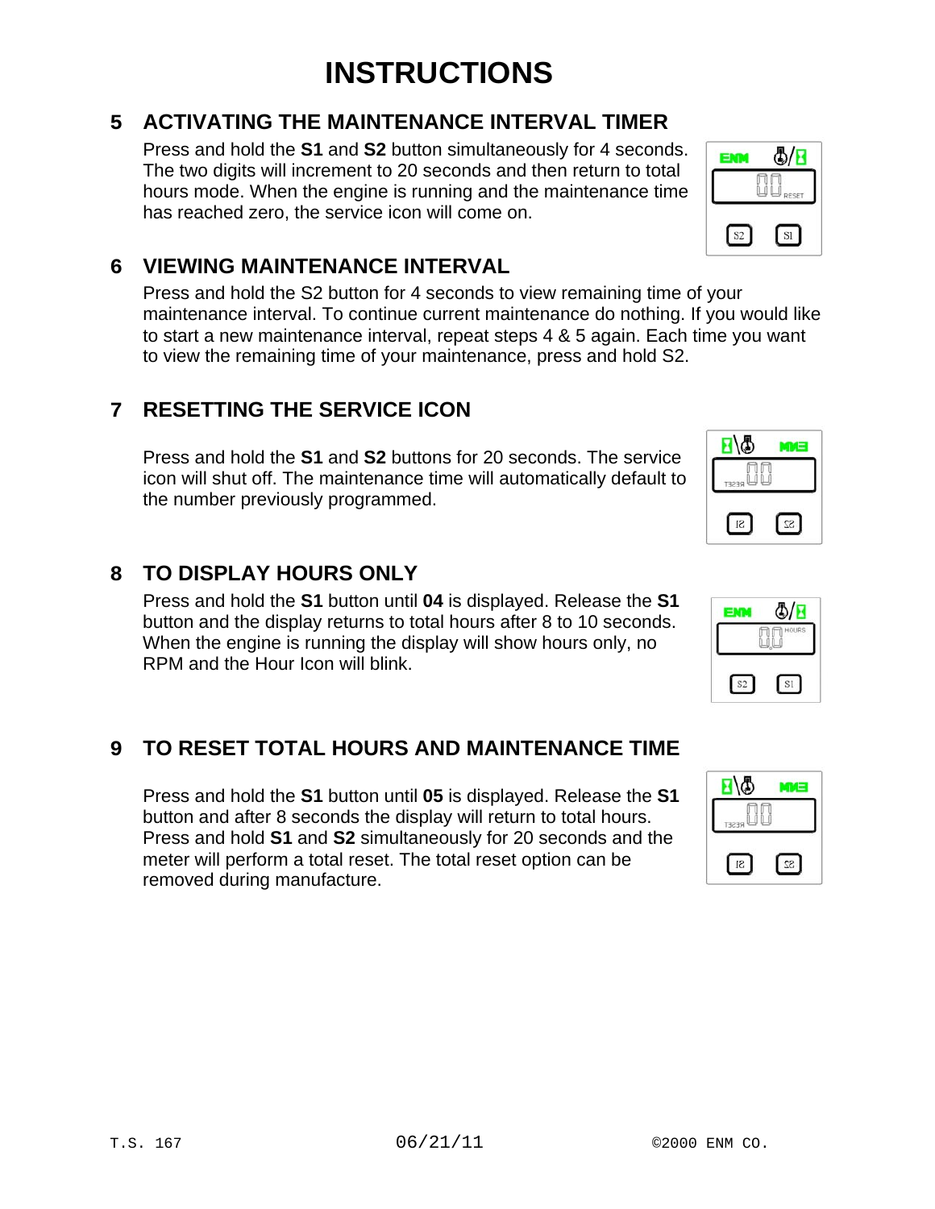# INSTRUCTIONS

## 5 ACTIVATING THE MAINTENANCE INTERVAL TIMER

Press and hold the **S1** and **S2** button simultaneously for 4 seconds. The two digits will increment to 20 seconds and then return to total hours mode. When the engine is running and the maintenance time has reached zero, the service icon will come on.

## 6 VIEWING MAINTENANCE INTERVAL

Press and hold the S2 button for 4 seconds to view remaining time of your maintenance interval. To continue current maintenance do nothing. If you would like to start a new maintenance interval, repeat steps 4 & 5 again. Each time you want to view the remaining time of your maintenance, press and hold S2.

## 7 RESETTING THE SERVICE ICON

Press and hold the **S1** and **S2** buttons for 20 seconds. The service icon will shut off. The maintenance time will automatically default to the number previously programmed.

## 8 TO DISPLAY HOURS ONLY

Press and hold the **S1** button until **04** is displayed. Release the **S1** button and the display returns to total hours after 8 to 10 seconds. When the engine is running the display will show hours only, no RPM and the Hour Icon will blink.

## 9 TO RESET TOTAL HOURS AND MAINTENANCE TIME

Press and hold the **S1** button until **05** is displayed. Release the **S1** button and after 8 seconds the display will return to total hours. Press and hold **S1** and **S2** simultaneously for 20 seconds and the meter will perform a total reset. The total reset option can be removed during manufacture.